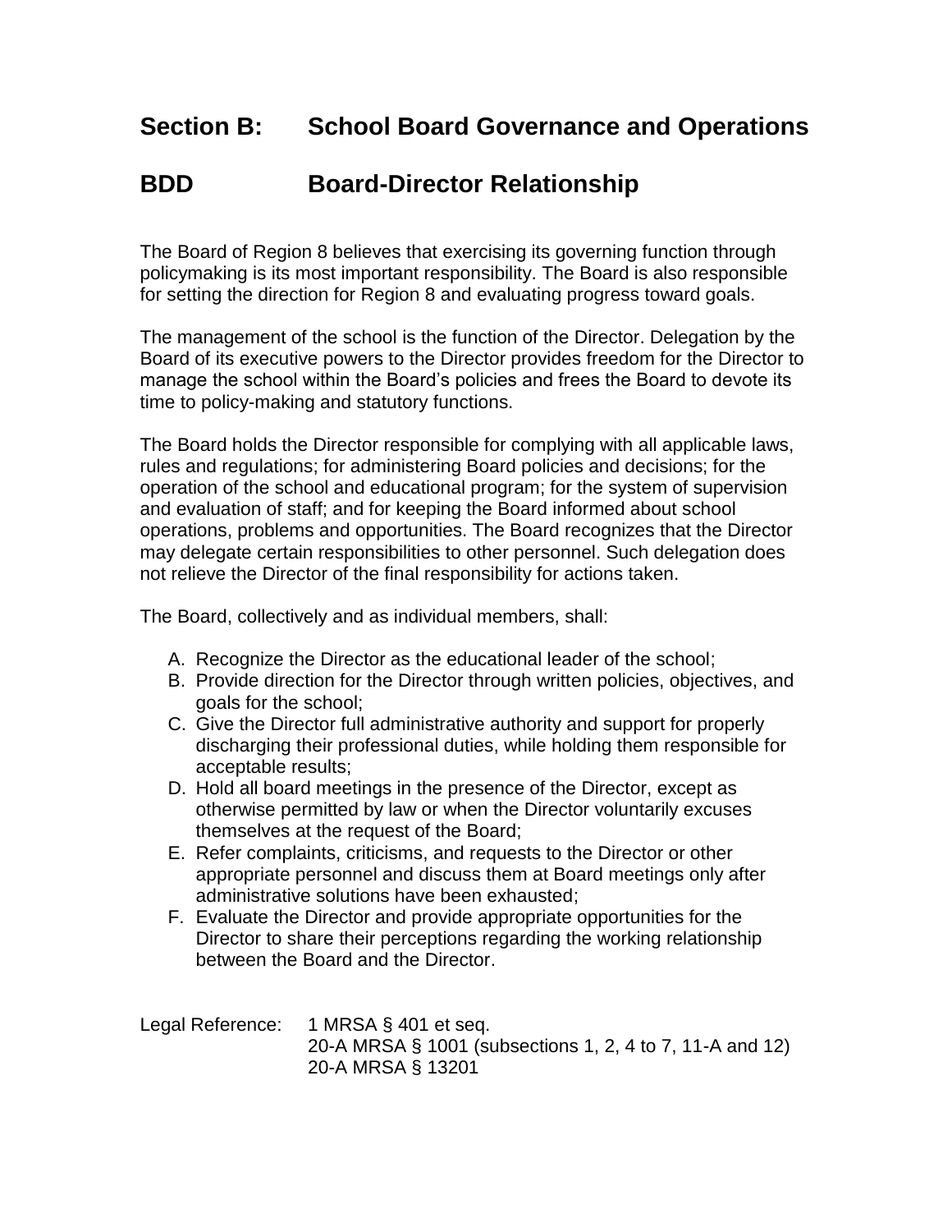# Section B: School Board Governance and Operations

# BDD Board-Director Relationship

The Board of Region 8 believes that exercising its governing function through policymaking is its most important responsibility. The Board is also responsible for setting the direction for Region 8 and evaluating progress toward goals.

The management of the school is the function of the Director. Delegation by the Board of its executive powers to the Director provides freedom for the Director to manage the school within the Board's policies and frees the Board to devote its time to policy-making and statutory functions.

The Board holds the Director responsible for complying with all applicable laws, rules and regulations; for administering Board policies and decisions; for the operation of the school and educational program; for the system of supervision and evaluation of staff; and for keeping the Board informed about school operations, problems and opportunities. The Board recognizes that the Director may delegate certain responsibilities to other personnel. Such delegation does not relieve the Director of the final responsibility for actions taken.

The Board, collectively and as individual members, shall:

A. Recognize the Director as the educational leader of the school;
B. Provide direction for the Director through written policies, objectives, and goals for the school;
C. Give the Director full administrative authority and support for properly discharging their professional duties, while holding them responsible for acceptable results;
D. Hold all board meetings in the presence of the Director, except as otherwise permitted by law or when the Director voluntarily excuses themselves at the request of the Board;
E. Refer complaints, criticisms, and requests to the Director or other appropriate personnel and discuss them at Board meetings only after administrative solutions have been exhausted;
F. Evaluate the Director and provide appropriate opportunities for the Director to share their perceptions regarding the working relationship between the Board and the Director.

Legal Reference: 1 MRSA § 401 et seq.
20-A MRSA § 1001 (subsections 1, 2, 4 to 7, 11-A and 12)
20-A MRSA § 13201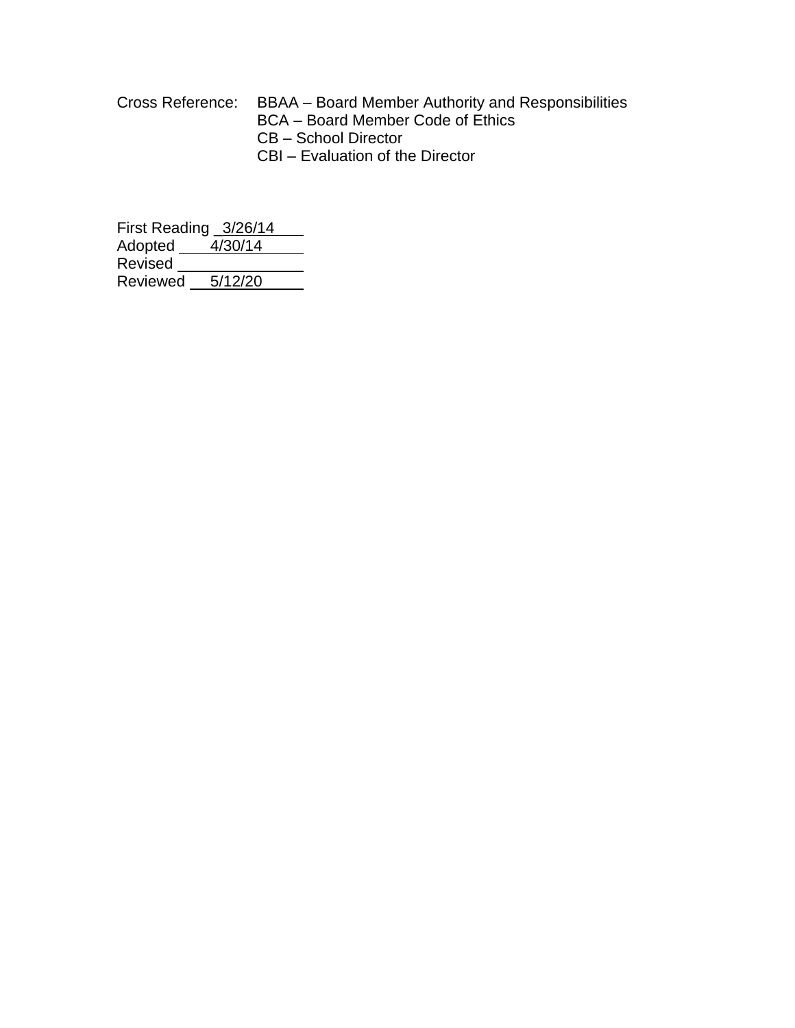Cross Reference: BBAA – Board Member Authority and Responsibilities
BCA – Board Member Code of Ethics
CB – School Director
CBI – Evaluation of the Director

First Reading 3/26/14
Adopted 4/30/14
Revised
Reviewed 5/12/20